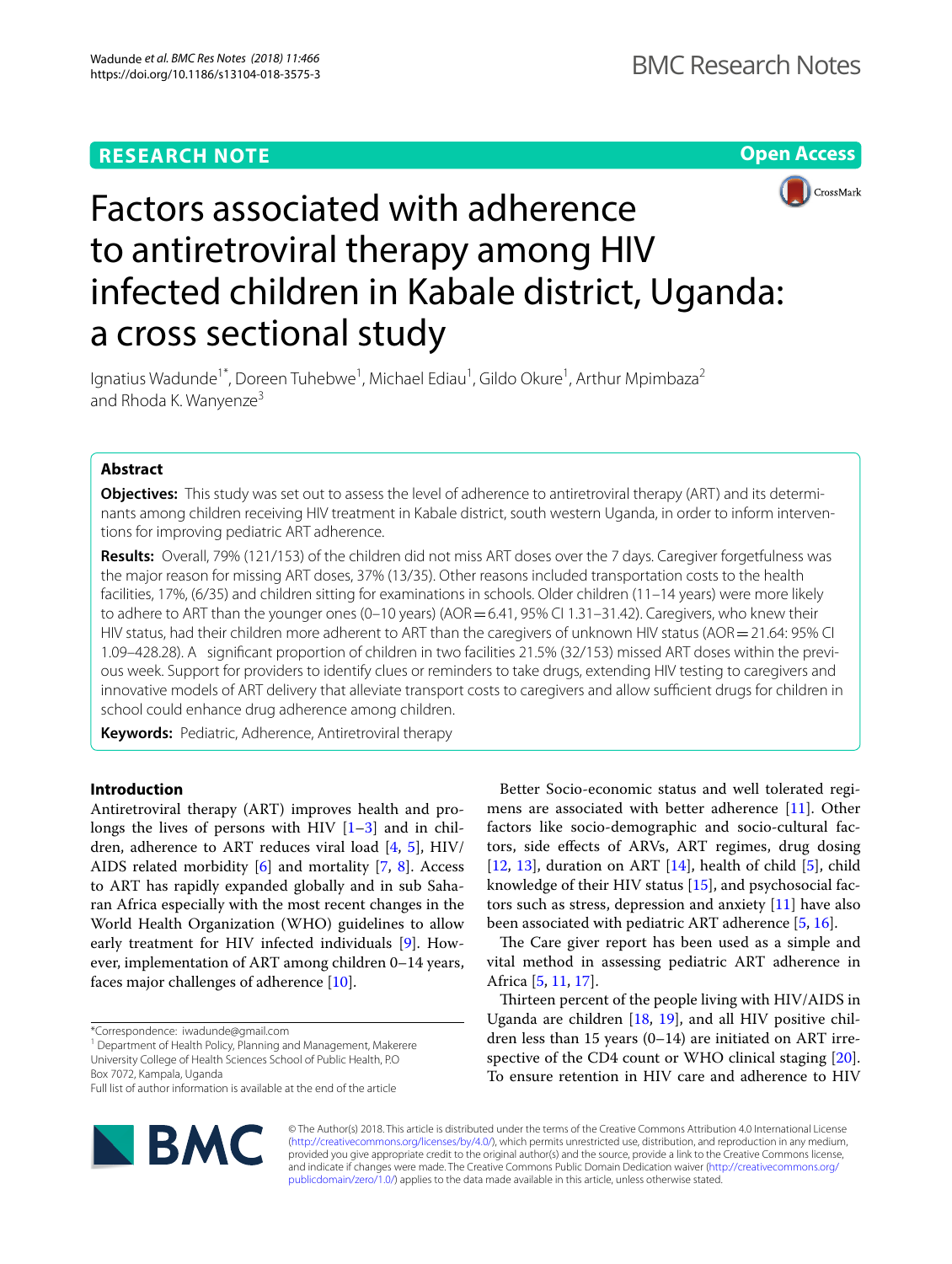**RESEARCH NOTE**

**Open Access**

# Factors associated with adherence to antiretroviral therapy among HIV infected children in Kabale district, Uganda: a cross sectional study

Ignatius Wadunde[1*], Doreen Tuhebwe[1], Michael Ediau[1], Gildo Okure[1], Arthur Mpimbaza[2] and Rhoda K. Wanyenze[3]

## Abstract

**Objectives:** This study was set out to assess the level of adherence to antiretroviral therapy (ART) and its determinants among children receiving HIV treatment in Kabale district, south western Uganda, in order to inform interventions for improving pediatric ART adherence.

**Results:** Overall, 79% (121/153) of the children did not miss ART doses over the 7 days. Caregiver forgetfulness was the major reason for missing ART doses, 37% (13/35). Other reasons included transportation costs to the health facilities, 17%, (6/35) and children sitting for examinations in schools. Older children (11–14 years) were more likely to adhere to ART than the younger ones (0–10 years) (AOR = 6.41, 95% CI 1.31–31.42). Caregivers, who knew their HIV status, had their children more adherent to ART than the caregivers of unknown HIV status (AOR = 21.64: 95% CI 1.09–428.28). A significant proportion of children in two facilities 21.5% (32/153) missed ART doses within the previous week. Support for providers to identify clues or reminders to take drugs, extending HIV testing to caregivers and innovative models of ART delivery that alleviate transport costs to caregivers and allow sufficient drugs for children in school could enhance drug adherence among children.

**Keywords:** Pediatric, Adherence, Antiretroviral therapy

## Introduction

Antiretroviral therapy (ART) improves health and prolongs the lives of persons with HIV [1–3] and in children, adherence to ART reduces viral load [4, 5], HIV/AIDS related morbidity [6] and mortality [7, 8]. Access to ART has rapidly expanded globally and in sub Saharan Africa especially with the most recent changes in the World Health Organization (WHO) guidelines to allow early treatment for HIV infected individuals [9]. However, implementation of ART among children 0–14 years, faces major challenges of adherence [10].

Better Socio-economic status and well tolerated regimens are associated with better adherence [11]. Other factors like socio-demographic and socio-cultural factors, side effects of ARVs, ART regimes, drug dosing [12, 13], duration on ART [14], health of child [5], child knowledge of their HIV status [15], and psychosocial factors such as stress, depression and anxiety [11] have also been associated with pediatric ART adherence [5, 16].

The Care giver report has been used as a simple and vital method in assessing pediatric ART adherence in Africa [5, 11, 17].

Thirteen percent of the people living with HIV/AIDS in Uganda are children [18, 19], and all HIV positive children less than 15 years (0–14) are initiated on ART irrespective of the CD4 count or WHO clinical staging [20]. To ensure retention in HIV care and adherence to HIV

*Correspondence: iwadunde@gmail.com
[1] Department of Health Policy, Planning and Management, Makerere University College of Health Sciences School of Public Health, P.O Box 7072, Kampala, Uganda
Full list of author information is available at the end of the article

© The Author(s) 2018. This article is distributed under the terms of the Creative Commons Attribution 4.0 International License (http://creativecommons.org/licenses/by/4.0/), which permits unrestricted use, distribution, and reproduction in any medium, provided you give appropriate credit to the original author(s) and the source, provide a link to the Creative Commons license, and indicate if changes were made. The Creative Commons Public Domain Dedication waiver (http://creativecommons.org/publicdomain/zero/1.0/) applies to the data made available in this article, unless otherwise stated.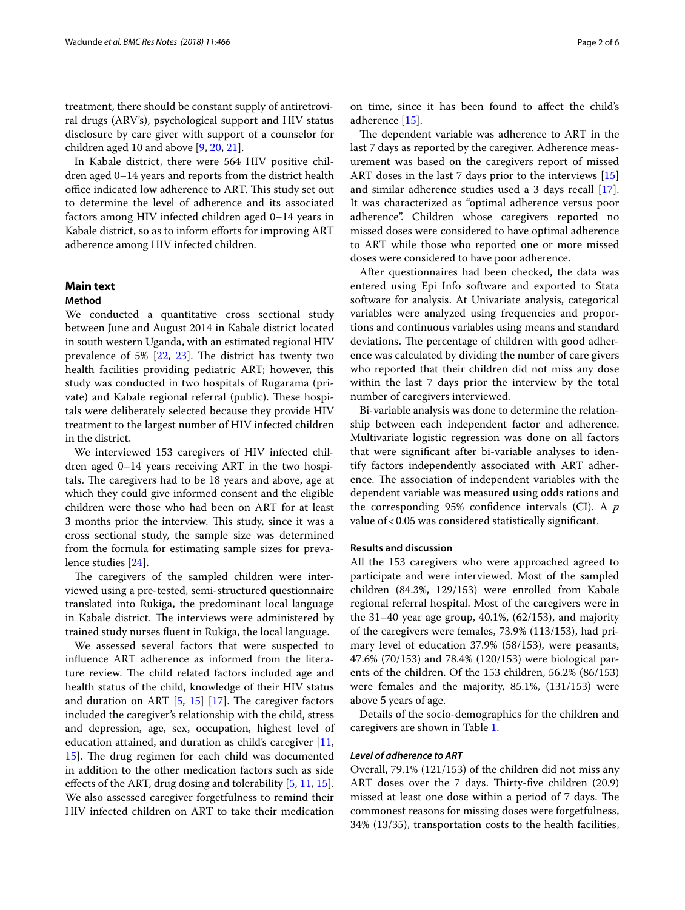treatment, there should be constant supply of antiretroviral drugs (ARV's), psychological support and HIV status disclosure by care giver with support of a counselor for children aged 10 and above [9, 20, 21].

In Kabale district, there were 564 HIV positive children aged 0–14 years and reports from the district health office indicated low adherence to ART. This study set out to determine the level of adherence and its associated factors among HIV infected children aged 0–14 years in Kabale district, so as to inform efforts for improving ART adherence among HIV infected children.

## Main text

### Method

We conducted a quantitative cross sectional study between June and August 2014 in Kabale district located in south western Uganda, with an estimated regional HIV prevalence of 5% [22, 23]. The district has twenty two health facilities providing pediatric ART; however, this study was conducted in two hospitals of Rugarama (private) and Kabale regional referral (public). These hospitals were deliberately selected because they provide HIV treatment to the largest number of HIV infected children in the district.

We interviewed 153 caregivers of HIV infected children aged 0–14 years receiving ART in the two hospitals. The caregivers had to be 18 years and above, age at which they could give informed consent and the eligible children were those who had been on ART for at least 3 months prior the interview. This study, since it was a cross sectional study, the sample size was determined from the formula for estimating sample sizes for prevalence studies [24].

The caregivers of the sampled children were interviewed using a pre-tested, semi-structured questionnaire translated into Rukiga, the predominant local language in Kabale district. The interviews were administered by trained study nurses fluent in Rukiga, the local language.

We assessed several factors that were suspected to influence ART adherence as informed from the literature review. The child related factors included age and health status of the child, knowledge of their HIV status and duration on ART [5, 15] [17]. The caregiver factors included the caregiver's relationship with the child, stress and depression, age, sex, occupation, highest level of education attained, and duration as child's caregiver [11, 15]. The drug regimen for each child was documented in addition to the other medication factors such as side effects of the ART, drug dosing and tolerability [5, 11, 15]. We also assessed caregiver forgetfulness to remind their HIV infected children on ART to take their medication on time, since it has been found to affect the child's adherence [15].

The dependent variable was adherence to ART in the last 7 days as reported by the caregiver. Adherence measurement was based on the caregivers report of missed ART doses in the last 7 days prior to the interviews [15] and similar adherence studies used a 3 days recall [17]. It was characterized as "optimal adherence versus poor adherence". Children whose caregivers reported no missed doses were considered to have optimal adherence to ART while those who reported one or more missed doses were considered to have poor adherence.

After questionnaires had been checked, the data was entered using Epi Info software and exported to Stata software for analysis. At Univariate analysis, categorical variables were analyzed using frequencies and proportions and continuous variables using means and standard deviations. The percentage of children with good adherence was calculated by dividing the number of care givers who reported that their children did not miss any dose within the last 7 days prior the interview by the total number of caregivers interviewed.

Bi-variable analysis was done to determine the relationship between each independent factor and adherence. Multivariate logistic regression was done on all factors that were significant after bi-variable analyses to identify factors independently associated with ART adherence. The association of independent variables with the dependent variable was measured using odds rations and the corresponding 95% confidence intervals (CI). A $p$ value of $< 0.05$ was considered statistically significant.

### Results and discussion

All the 153 caregivers who were approached agreed to participate and were interviewed. Most of the sampled children (84.3%, 129/153) were enrolled from Kabale regional referral hospital. Most of the caregivers were in the 31–40 year age group, 40.1%, (62/153), and majority of the caregivers were females, 73.9% (113/153), had primary level of education 37.9% (58/153), were peasants, 47.6% (70/153) and 78.4% (120/153) were biological parents of the children. Of the 153 children, 56.2% (86/153) were females and the majority, 85.1%, (131/153) were above 5 years of age.

Details of the socio-demographics for the children and caregivers are shown in Table 1.

#### *Level of adherence to ART*

Overall, 79.1% (121/153) of the children did not miss any ART doses over the 7 days. Thirty-five children (20.9) missed at least one dose within a period of 7 days. The commonest reasons for missing doses were forgetfulness, 34% (13/35), transportation costs to the health facilities,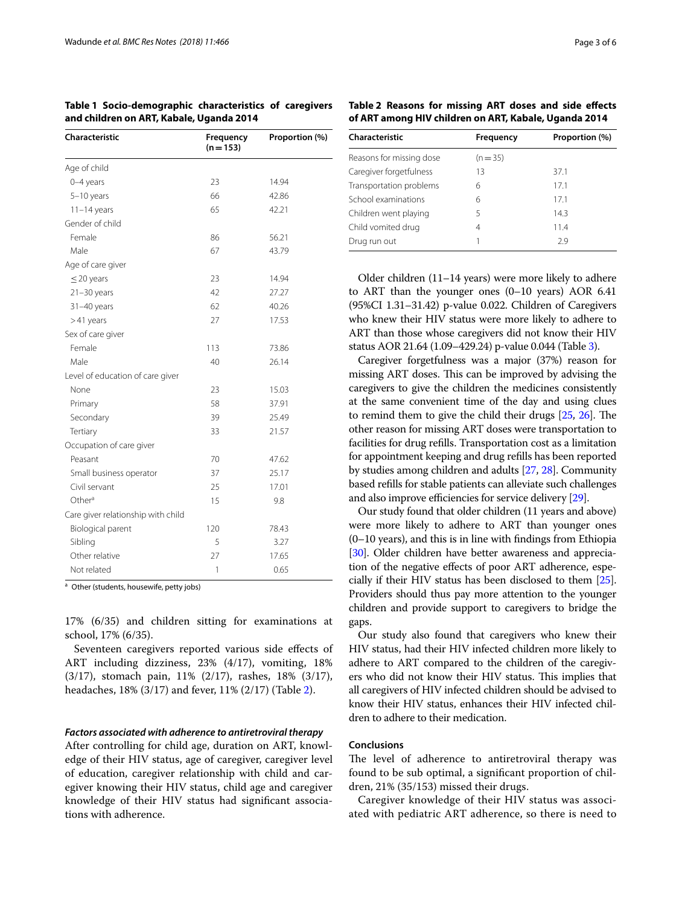**Table 1 Socio-demographic characteristics of caregivers and children on ART, Kabale, Uganda 2014**

| Characteristic | Frequency (n = 153) | Proportion (%) |
|---|---|---|
| Age of child | | |
| 0–4 years | 23 | 14.94 |
| 5–10 years | 66 | 42.86 |
| 11–14 years | 65 | 42.21 |
| Gender of child | | |
| Female | 86 | 56.21 |
| Male | 67 | 43.79 |
| Age of care giver | | |
| ≤ 20 years | 23 | 14.94 |
| 21–30 years | 42 | 27.27 |
| 31–40 years | 62 | 40.26 |
| > 41 years | 27 | 17.53 |
| Sex of care giver | | |
| Female | 113 | 73.86 |
| Male | 40 | 26.14 |
| Level of education of care giver | | |
| None | 23 | 15.03 |
| Primary | 58 | 37.91 |
| Secondary | 39 | 25.49 |
| Tertiary | 33 | 21.57 |
| Occupation of care giver | | |
| Peasant | 70 | 47.62 |
| Small business operator | 37 | 25.17 |
| Civil servant | 25 | 17.01 |
| Other[a] | 15 | 9.8 |
| Care giver relationship with child | | |
| Biological parent | 120 | 78.43 |
| Sibling | 5 | 3.27 |
| Other relative | 27 | 17.65 |
| Not related | 1 | 0.65 |

[a] Other (students, housewife, petty jobs)

17% (6/35) and children sitting for examinations at school, 17% (6/35).

Seventeen caregivers reported various side effects of ART including dizziness, 23% (4/17), vomiting, 18% (3/17), stomach pain, 11% (2/17), rashes, 18% (3/17), headaches, 18% (3/17) and fever, 11% (2/17) (Table 2).

**Table 2 Reasons for missing ART doses and side effects of ART among HIV children on ART, Kabale, Uganda 2014**

| Characteristic | Frequency | Proportion (%) |
|---|---|---|
| Reasons for missing dose | (n = 35) | |
| Caregiver forgetfulness | 13 | 37.1 |
| Transportation problems | 6 | 17.1 |
| School examinations | 6 | 17.1 |
| Children went playing | 5 | 14.3 |
| Child vomited drug | 4 | 11.4 |
| Drug run out | 1 | 2.9 |

### *Factors associated with adherence to antiretroviral therapy*

After controlling for child age, duration on ART, knowledge of their HIV status, age of caregiver, caregiver level of education, caregiver relationship with child and caregiver knowing their HIV status, child age and caregiver knowledge of their HIV status had significant associations with adherence.

Older children (11–14 years) were more likely to adhere to ART than the younger ones (0–10 years) AOR 6.41 (95%CI 1.31–31.42) p-value 0.022. Children of Caregivers who knew their HIV status were more likely to adhere to ART than those whose caregivers did not know their HIV status AOR 21.64 (1.09–429.24) p-value 0.044 (Table 3).

Caregiver forgetfulness was a major (37%) reason for missing ART doses. This can be improved by advising the caregivers to give the children the medicines consistently at the same convenient time of the day and using clues to remind them to give the child their drugs [25, 26]. The other reason for missing ART doses were transportation to facilities for drug refills. Transportation cost as a limitation for appointment keeping and drug refills has been reported by studies among children and adults [27, 28]. Community based refills for stable patients can alleviate such challenges and also improve efficiencies for service delivery [29].

Our study found that older children (11 years and above) were more likely to adhere to ART than younger ones (0–10 years), and this is in line with findings from Ethiopia [30]. Older children have better awareness and appreciation of the negative effects of poor ART adherence, especially if their HIV status has been disclosed to them [25]. Providers should thus pay more attention to the younger children and provide support to caregivers to bridge the gaps.

Our study also found that caregivers who knew their HIV status, had their HIV infected children more likely to adhere to ART compared to the children of the caregivers who did not know their HIV status. This implies that all caregivers of HIV infected children should be advised to know their HIV status, enhances their HIV infected children to adhere to their medication.

## Conclusions

The level of adherence to antiretroviral therapy was found to be sub optimal, a significant proportion of children, 21% (35/153) missed their drugs.

Caregiver knowledge of their HIV status was associated with pediatric ART adherence, so there is need to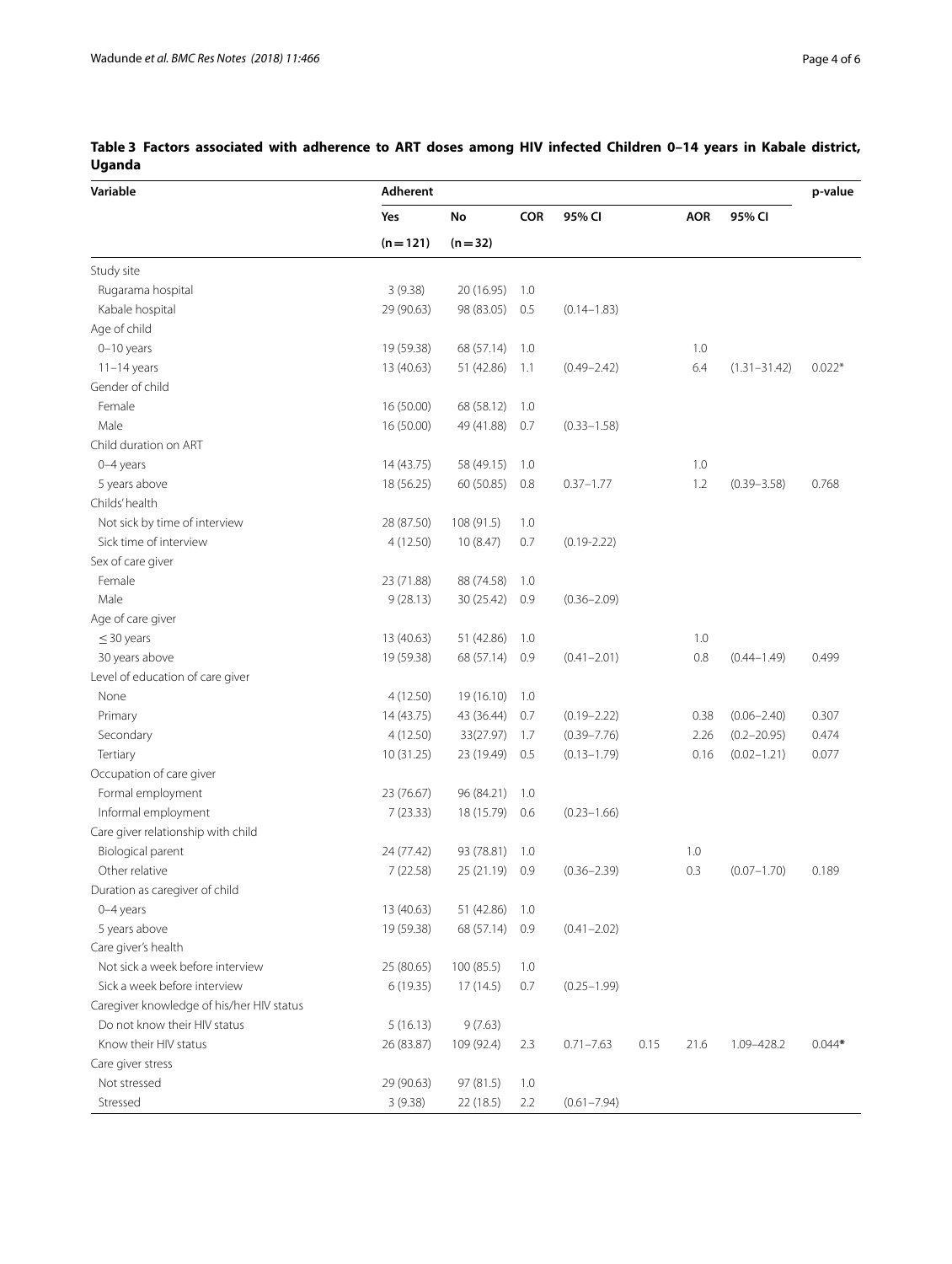**Table 3 Factors associated with adherence to ART doses among HIV infected Children 0–14 years in Kabale district, Uganda**

| Variable | Adherent | | | | | | | p-value |
|---|---|---|---|---|---|---|---|---|
| | Yes | No | COR | 95% CI | | AOR | 95% CI | |
| | (n = 121) | (n = 32) | | | | | | |
| Study site | | | | | | | | |
| Rugarama hospital | 3 (9.38) | 20 (16.95) | 1.0 | | | | | |
| Kabale hospital | 29 (90.63) | 98 (83.05) | 0.5 | (0.14–1.83) | | | | |
| Age of child | | | | | | | | |
| 0–10 years | 19 (59.38) | 68 (57.14) | 1.0 | | | 1.0 | | |
| 11–14 years | 13 (40.63) | 51 (42.86) | 1.1 | (0.49–2.42) | | 6.4 | (1.31–31.42) | 0.022* |
| Gender of child | | | | | | | | |
| Female | 16 (50.00) | 68 (58.12) | 1.0 | | | | | |
| Male | 16 (50.00) | 49 (41.88) | 0.7 | (0.33–1.58) | | | | |
| Child duration on ART | | | | | | | | |
| 0–4 years | 14 (43.75) | 58 (49.15) | 1.0 | | | 1.0 | | |
| 5 years above | 18 (56.25) | 60 (50.85) | 0.8 | 0.37–1.77 | | 1.2 | (0.39–3.58) | 0.768 |
| Childs' health | | | | | | | | |
| Not sick by time of interview | 28 (87.50) | 108 (91.5) | 1.0 | | | | | |
| Sick time of interview | 4 (12.50) | 10 (8.47) | 0.7 | (0.19-2.22) | | | | |
| Sex of care giver | | | | | | | | |
| Female | 23 (71.88) | 88 (74.58) | 1.0 | | | | | |
| Male | 9 (28.13) | 30 (25.42) | 0.9 | (0.36–2.09) | | | | |
| Age of care giver | | | | | | | | |
| ≤ 30 years | 13 (40.63) | 51 (42.86) | 1.0 | | | 1.0 | | |
| 30 years above | 19 (59.38) | 68 (57.14) | 0.9 | (0.41–2.01) | | 0.8 | (0.44–1.49) | 0.499 |
| Level of education of care giver | | | | | | | | |
| None | 4 (12.50) | 19 (16.10) | 1.0 | | | | | |
| Primary | 14 (43.75) | 43 (36.44) | 0.7 | (0.19–2.22) | | 0.38 | (0.06–2.40) | 0.307 |
| Secondary | 4 (12.50) | 33(27.97) | 1.7 | (0.39–7.76) | | 2.26 | (0.2–20.95) | 0.474 |
| Tertiary | 10 (31.25) | 23 (19.49) | 0.5 | (0.13–1.79) | | 0.16 | (0.02–1.21) | 0.077 |
| Occupation of care giver | | | | | | | | |
| Formal employment | 23 (76.67) | 96 (84.21) | 1.0 | | | | | |
| Informal employment | 7 (23.33) | 18 (15.79) | 0.6 | (0.23–1.66) | | | | |
| Care giver relationship with child | | | | | | | | |
| Biological parent | 24 (77.42) | 93 (78.81) | 1.0 | | | 1.0 | | |
| Other relative | 7 (22.58) | 25 (21.19) | 0.9 | (0.36–2.39) | | 0.3 | (0.07–1.70) | 0.189 |
| Duration as caregiver of child | | | | | | | | |
| 0–4 years | 13 (40.63) | 51 (42.86) | 1.0 | | | | | |
| 5 years above | 19 (59.38) | 68 (57.14) | 0.9 | (0.41–2.02) | | | | |
| Care giver's health | | | | | | | | |
| Not sick a week before interview | 25 (80.65) | 100 (85.5) | 1.0 | | | | | |
| Sick a week before interview | 6 (19.35) | 17 (14.5) | 0.7 | (0.25–1.99) | | | | |
| Caregiver knowledge of his/her HIV status | | | | | | | | |
| Do not know their HIV status | 5 (16.13) | 9 (7.63) | | | | | | |
| Know their HIV status | 26 (83.87) | 109 (92.4) | 2.3 | 0.71–7.63 | 0.15 | 21.6 | 1.09–428.2 | 0.044* |
| Care giver stress | | | | | | | | |
| Not stressed | 29 (90.63) | 97 (81.5) | 1.0 | | | | | |
| Stressed | 3 (9.38) | 22 (18.5) | 2.2 | (0.61–7.94) | | | | |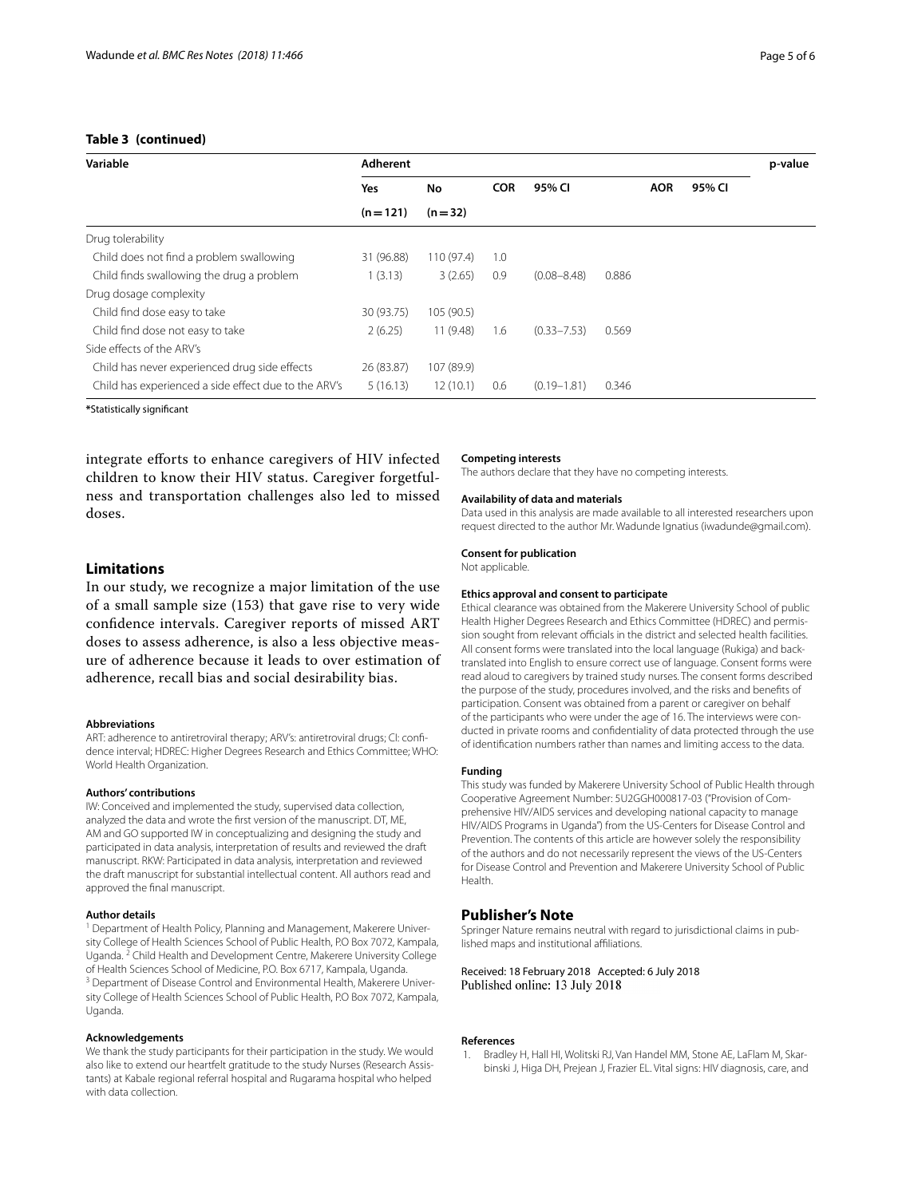**Table 3 (continued)**

| Variable | Adherent | | | | | | p-value |
|---|---|---|---|---|---|---|---|
| | Yes | No | COR | 95% CI | | AOR | 95% CI |
| | (n = 121) | (n = 32) | | | | | |
| Drug tolerability | | | | | | | |
| Child does not find a problem swallowing | 31 (96.88) | 110 (97.4) | 1.0 | | | | |
| Child finds swallowing the drug a problem | 1 (3.13) | 3 (2.65) | 0.9 | (0.08–8.48) | 0.886 | | |
| Drug dosage complexity | | | | | | | |
| Child find dose easy to take | 30 (93.75) | 105 (90.5) | | | | | |
| Child find dose not easy to take | 2 (6.25) | 11 (9.48) | 1.6 | (0.33–7.53) | 0.569 | | |
| Side effects of the ARV's | | | | | | | |
| Child has never experienced drug side effects | 26 (83.87) | 107 (89.9) | | | | | |
| Child has experienced a side effect due to the ARV's | 5 (16.13) | 12 (10.1) | 0.6 | (0.19–1.81) | 0.346 | | |

*Statistically significant

integrate efforts to enhance caregivers of HIV infected children to know their HIV status. Caregiver forgetfulness and transportation challenges also led to missed doses.

## Limitations

In our study, we recognize a major limitation of the use of a small sample size (153) that gave rise to very wide confidence intervals. Caregiver reports of missed ART doses to assess adherence, is also a less objective measure of adherence because it leads to over estimation of adherence, recall bias and social desirability bias.

#### Abbreviations

ART: adherence to antiretroviral therapy; ARV's: antiretroviral drugs; CI: confidence interval; HDREC: Higher Degrees Research and Ethics Committee; WHO: World Health Organization.

#### Authors' contributions

IW: Conceived and implemented the study, supervised data collection, analyzed the data and wrote the first version of the manuscript. DT, ME, AM and GO supported IW in conceptualizing and designing the study and participated in data analysis, interpretation of results and reviewed the draft manuscript. RKW: Participated in data analysis, interpretation and reviewed the draft manuscript for substantial intellectual content. All authors read and approved the final manuscript.

#### Author details

[1] Department of Health Policy, Planning and Management, Makerere University College of Health Sciences School of Public Health, P.O Box 7072, Kampala, Uganda. [2] Child Health and Development Centre, Makerere University College of Health Sciences School of Medicine, P.O. Box 6717, Kampala, Uganda. [3] Department of Disease Control and Environmental Health, Makerere University College of Health Sciences School of Public Health, P.O Box 7072, Kampala, Uganda.

#### Acknowledgements

We thank the study participants for their participation in the study. We would also like to extend our heartfelt gratitude to the study Nurses (Research Assistants) at Kabale regional referral hospital and Rugarama hospital who helped with data collection.

#### Competing interests

The authors declare that they have no competing interests.

#### Availability of data and materials

Data used in this analysis are made available to all interested researchers upon request directed to the author Mr. Wadunde Ignatius (iwadunde@gmail.com).

#### Consent for publication

Not applicable.

#### Ethics approval and consent to participate

Ethical clearance was obtained from the Makerere University School of public Health Higher Degrees Research and Ethics Committee (HDREC) and permission sought from relevant officials in the district and selected health facilities. All consent forms were translated into the local language (Rukiga) and back-translated into English to ensure correct use of language. Consent forms were read aloud to caregivers by trained study nurses. The consent forms described the purpose of the study, procedures involved, and the risks and benefits of participation. Consent was obtained from a parent or caregiver on behalf of the participants who were under the age of 16. The interviews were conducted in private rooms and confidentiality of data protected through the use of identification numbers rather than names and limiting access to the data.

#### Funding

This study was funded by Makerere University School of Public Health through Cooperative Agreement Number: 5U2GGH000817-03 ("Provision of Comprehensive HIV/AIDS services and developing national capacity to manage HIV/AIDS Programs in Uganda") from the US-Centers for Disease Control and Prevention. The contents of this article are however solely the responsibility of the authors and do not necessarily represent the views of the US-Centers for Disease Control and Prevention and Makerere University School of Public Health.

## Publisher's Note

Springer Nature remains neutral with regard to jurisdictional claims in published maps and institutional affiliations.

Received: 18 February 2018 Accepted: 6 July 2018
Published online: 13 July 2018

#### References

1. Bradley H, Hall HI, Wolitski RJ, Van Handel MM, Stone AE, LaFlam M, Skarbinski J, Higa DH, Prejean J, Frazier EL. Vital signs: HIV diagnosis, care, and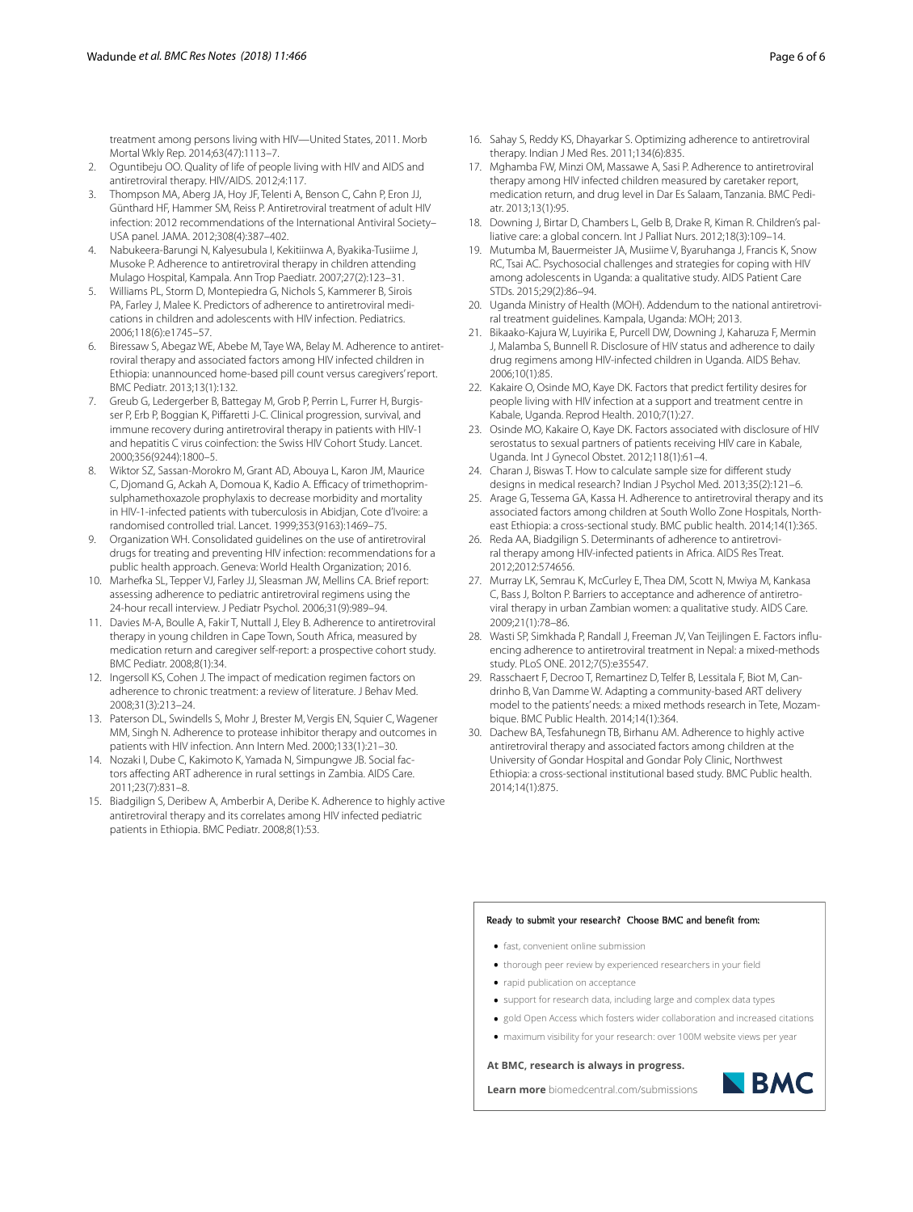treatment among persons living with HIV—United States, 2011. Morb Mortal Wkly Rep. 2014;63(47):1113–7.

2. Oguntibeju OO. Quality of life of people living with HIV and AIDS and antiretroviral therapy. HIV/AIDS. 2012;4:117.
3. Thompson MA, Aberg JA, Hoy JF, Telenti A, Benson C, Cahn P, Eron JJ, Günthard HF, Hammer SM, Reiss P. Antiretroviral treatment of adult HIV infection: 2012 recommendations of the International Antiviral Society–USA panel. JAMA. 2012;308(4):387–402.
4. Nabukeera-Barungi N, Kalyesubula I, Kekitiinwa A, Byakika-Tusiime J, Musoke P. Adherence to antiretroviral therapy in children attending Mulago Hospital, Kampala. Ann Trop Paediatr. 2007;27(2):123–31.
5. Williams PL, Storm D, Montepiedra G, Nichols S, Kammerer B, Sirois PA, Farley J, Malee K. Predictors of adherence to antiretroviral medications in children and adolescents with HIV infection. Pediatrics. 2006;118(6):e1745–57.
6. Biressaw S, Abegaz WE, Abebe M, Taye WA, Belay M. Adherence to antiretroviral therapy and associated factors among HIV infected children in Ethiopia: unannounced home-based pill count versus caregivers' report. BMC Pediatr. 2013;13(1):132.
7. Greub G, Ledergerber B, Battegay M, Grob P, Perrin L, Furrer H, Burgisser P, Erb P, Boggian K, Piffaretti J-C. Clinical progression, survival, and immune recovery during antiretroviral therapy in patients with HIV-1 and hepatitis C virus coinfection: the Swiss HIV Cohort Study. Lancet. 2000;356(9244):1800–5.
8. Wiktor SZ, Sassan-Morokro M, Grant AD, Abouya L, Karon JM, Maurice C, Djomand G, Ackah A, Domoua K, Kadio A. Efficacy of trimethoprim-sulphamethoxazole prophylaxis to decrease morbidity and mortality in HIV-1-infected patients with tuberculosis in Abidjan, Cote d'Ivoire: a randomised controlled trial. Lancet. 1999;353(9163):1469–75.
9. Organization WH. Consolidated guidelines on the use of antiretroviral drugs for treating and preventing HIV infection: recommendations for a public health approach. Geneva: World Health Organization; 2016.
10. Marhefka SL, Tepper VJ, Farley JJ, Sleasman JW, Mellins CA. Brief report: assessing adherence to pediatric antiretroviral regimens using the 24-hour recall interview. J Pediatr Psychol. 2006;31(9):989–94.
11. Davies M-A, Boulle A, Fakir T, Nuttall J, Eley B. Adherence to antiretroviral therapy in young children in Cape Town, South Africa, measured by medication return and caregiver self-report: a prospective cohort study. BMC Pediatr. 2008;8(1):34.
12. Ingersoll KS, Cohen J. The impact of medication regimen factors on adherence to chronic treatment: a review of literature. J Behav Med. 2008;31(3):213–24.
13. Paterson DL, Swindells S, Mohr J, Brester M, Vergis EN, Squier C, Wagener MM, Singh N. Adherence to protease inhibitor therapy and outcomes in patients with HIV infection. Ann Intern Med. 2000;133(1):21–30.
14. Nozaki I, Dube C, Kakimoto K, Yamada N, Simpungwe JB. Social factors affecting ART adherence in rural settings in Zambia. AIDS Care. 2011;23(7):831–8.
15. Biadgilign S, Deribew A, Amberbir A, Deribe K. Adherence to highly active antiretroviral therapy and its correlates among HIV infected pediatric patients in Ethiopia. BMC Pediatr. 2008;8(1):53.
16. Sahay S, Reddy KS, Dhayarkar S. Optimizing adherence to antiretroviral therapy. Indian J Med Res. 2011;134(6):835.
17. Mghamba FW, Minzi OM, Massawe A, Sasi P. Adherence to antiretroviral therapy among HIV infected children measured by caretaker report, medication return, and drug level in Dar Es Salaam, Tanzania. BMC Pediatr. 2013;13(1):95.
18. Downing J, Birtar D, Chambers L, Gelb B, Drake R, Kiman R. Children's palliative care: a global concern. Int J Palliat Nurs. 2012;18(3):109–14.
19. Mutumba M, Bauermeister JA, Musiime V, Byaruhanga J, Francis K, Snow RC, Tsai AC. Psychosocial challenges and strategies for coping with HIV among adolescents in Uganda: a qualitative study. AIDS Patient Care STDs. 2015;29(2):86–94.
20. Uganda Ministry of Health (MOH). Addendum to the national antiretroviral treatment guidelines. Kampala, Uganda: MOH; 2013.
21. Bikaako-Kajura W, Luyirika E, Purcell DW, Downing J, Kaharuza F, Mermin J, Malamba S, Bunnell R. Disclosure of HIV status and adherence to daily drug regimens among HIV-infected children in Uganda. AIDS Behav. 2006;10(1):85.
22. Kakaire O, Osinde MO, Kaye DK. Factors that predict fertility desires for people living with HIV infection at a support and treatment centre in Kabale, Uganda. Reprod Health. 2010;7(1):27.
23. Osinde MO, Kakaire O, Kaye DK. Factors associated with disclosure of HIV serostatus to sexual partners of patients receiving HIV care in Kabale, Uganda. Int J Gynecol Obstet. 2012;118(1):61–4.
24. Charan J, Biswas T. How to calculate sample size for different study designs in medical research? Indian J Psychol Med. 2013;35(2):121–6.
25. Arage G, Tessema GA, Kassa H. Adherence to antiretroviral therapy and its associated factors among children at South Wollo Zone Hospitals, Northeast Ethiopia: a cross-sectional study. BMC public health. 2014;14(1):365.
26. Reda AA, Biadgilign S. Determinants of adherence to antiretroviral therapy among HIV-infected patients in Africa. AIDS Res Treat. 2012;2012:574656.
27. Murray LK, Semrau K, McCurley E, Thea DM, Scott N, Mwiya M, Kankasa C, Bass J, Bolton P. Barriers to acceptance and adherence of antiretroviral therapy in urban Zambian women: a qualitative study. AIDS Care. 2009;21(1):78–86.
28. Wasti SP, Simkhada P, Randall J, Freeman JV, Van Teijlingen E. Factors influencing adherence to antiretroviral treatment in Nepal: a mixed-methods study. PLoS ONE. 2012;7(5):e35547.
29. Rasschaert F, Decroo T, Remartinez D, Telfer B, Lessitala F, Biot M, Candrinho B, Van Damme W. Adapting a community-based ART delivery model to the patients' needs: a mixed methods research in Tete, Mozambique. BMC Public Health. 2014;14(1):364.
30. Dachew BA, Tesfahunegn TB, Birhanu AM. Adherence to highly active antiretroviral therapy and associated factors among children at the University of Gondar Hospital and Gondar Poly Clinic, Northwest Ethiopia: a cross-sectional institutional based study. BMC Public health. 2014;14(1):875.

Ready to submit your research? Choose BMC and benefit from:

- fast, convenient online submission
- thorough peer review by experienced researchers in your field
- rapid publication on acceptance
- support for research data, including large and complex data types
- gold Open Access which fosters wider collaboration and increased citations
- maximum visibility for your research: over 100M website views per year

**At BMC, research is always in progress.**

**Learn more** biomedcentral.com/submissions

BMC